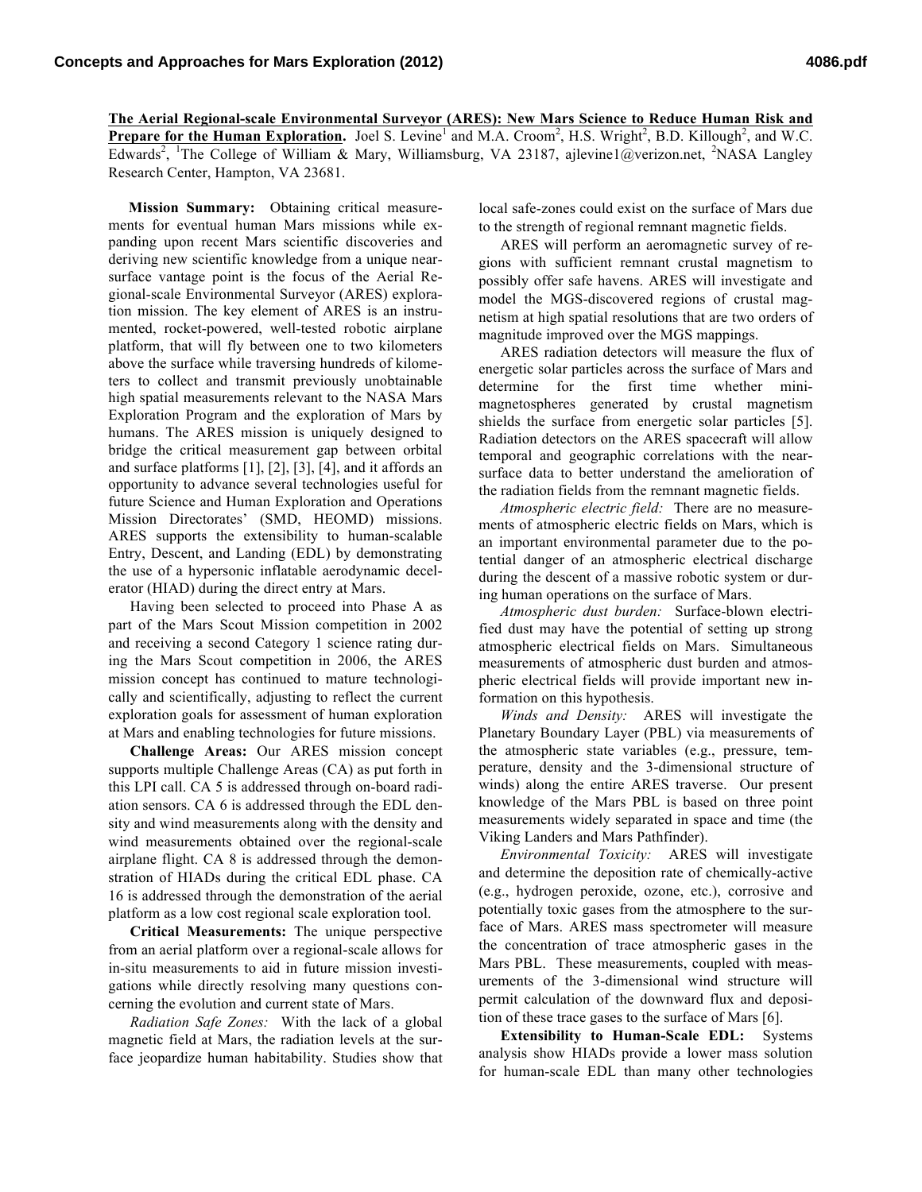**The Aerial Regional-scale Environmental Surveyor (ARES): New Mars Science to Reduce Human Risk and Prepare for the Human Exploration.** Joel S. Levine[1] and M.A. Croom[2], H.S. Wright[2], B.D. Killough[2], and W.C. Edwards[2], [1]The College of William & Mary, Williamsburg, VA 23187, ajlevine1@verizon.net, [2]NASA Langley Research Center, Hampton, VA 23681.

**Mission Summary:** Obtaining critical measurements for eventual human Mars missions while expanding upon recent Mars scientific discoveries and deriving new scientific knowledge from a unique near-surface vantage point is the focus of the Aerial Regional-scale Environmental Surveyor (ARES) exploration mission. The key element of ARES is an instrumented, rocket-powered, well-tested robotic airplane platform, that will fly between one to two kilometers above the surface while traversing hundreds of kilometers to collect and transmit previously unobtainable high spatial measurements relevant to the NASA Mars Exploration Program and the exploration of Mars by humans. The ARES mission is uniquely designed to bridge the critical measurement gap between orbital and surface platforms [1], [2], [3], [4], and it affords an opportunity to advance several technologies useful for future Science and Human Exploration and Operations Mission Directorates' (SMD, HEOMD) missions. ARES supports the extensibility to human-scalable Entry, Descent, and Landing (EDL) by demonstrating the use of a hypersonic inflatable aerodynamic decelerator (HIAD) during the direct entry at Mars.

Having been selected to proceed into Phase A as part of the Mars Scout Mission competition in 2002 and receiving a second Category 1 science rating during the Mars Scout competition in 2006, the ARES mission concept has continued to mature technologically and scientifically, adjusting to reflect the current exploration goals for assessment of human exploration at Mars and enabling technologies for future missions.

**Challenge Areas:** Our ARES mission concept supports multiple Challenge Areas (CA) as put forth in this LPI call. CA 5 is addressed through on-board radiation sensors. CA 6 is addressed through the EDL density and wind measurements along with the density and wind measurements obtained over the regional-scale airplane flight. CA 8 is addressed through the demonstration of HIADs during the critical EDL phase. CA 16 is addressed through the demonstration of the aerial platform as a low cost regional scale exploration tool.

**Critical Measurements:** The unique perspective from an aerial platform over a regional-scale allows for in-situ measurements to aid in future mission investigations while directly resolving many questions concerning the evolution and current state of Mars.

*Radiation Safe Zones:* With the lack of a global magnetic field at Mars, the radiation levels at the surface jeopardize human habitability. Studies show that local safe-zones could exist on the surface of Mars due to the strength of regional remnant magnetic fields.

ARES will perform an aeromagnetic survey of regions with sufficient remnant crustal magnetism to possibly offer safe havens. ARES will investigate and model the MGS-discovered regions of crustal magnetism at high spatial resolutions that are two orders of magnitude improved over the MGS mappings.

ARES radiation detectors will measure the flux of energetic solar particles across the surface of Mars and determine for the first time whether mini-magnetospheres generated by crustal magnetism shields the surface from energetic solar particles [5]. Radiation detectors on the ARES spacecraft will allow temporal and geographic correlations with the near-surface data to better understand the amelioration of the radiation fields from the remnant magnetic fields.

*Atmospheric electric field:* There are no measurements of atmospheric electric fields on Mars, which is an important environmental parameter due to the potential danger of an atmospheric electrical discharge during the descent of a massive robotic system or during human operations on the surface of Mars.

*Atmospheric dust burden:* Surface-blown electrified dust may have the potential of setting up strong atmospheric electrical fields on Mars. Simultaneous measurements of atmospheric dust burden and atmospheric electrical fields will provide important new information on this hypothesis.

*Winds and Density:* ARES will investigate the Planetary Boundary Layer (PBL) via measurements of the atmospheric state variables (e.g., pressure, temperature, density and the 3-dimensional structure of winds) along the entire ARES traverse. Our present knowledge of the Mars PBL is based on three point measurements widely separated in space and time (the Viking Landers and Mars Pathfinder).

*Environmental Toxicity:* ARES will investigate and determine the deposition rate of chemically-active (e.g., hydrogen peroxide, ozone, etc.), corrosive and potentially toxic gases from the atmosphere to the surface of Mars. ARES mass spectrometer will measure the concentration of trace atmospheric gases in the Mars PBL. These measurements, coupled with measurements of the 3-dimensional wind structure will permit calculation of the downward flux and deposition of these trace gases to the surface of Mars [6].

**Extensibility to Human-Scale EDL:** Systems analysis show HIADs provide a lower mass solution for human-scale EDL than many other technologies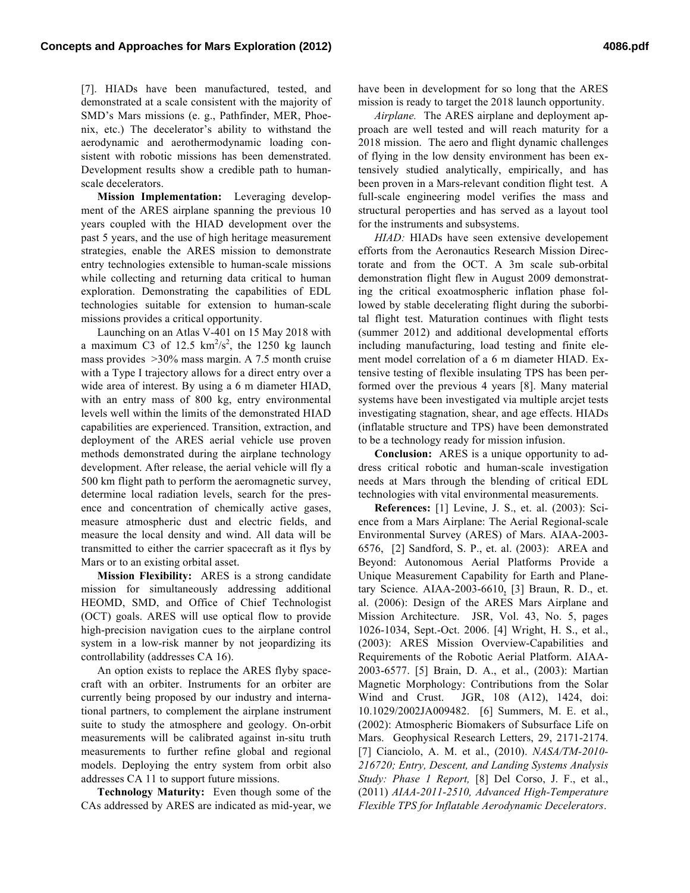[7]. HIADs have been manufactured, tested, and demonstrated at a scale consistent with the majority of SMD's Mars missions (e. g., Pathfinder, MER, Phoenix, etc.) The decelerator's ability to withstand the aerodynamic and aerothermodynamic loading consistent with robotic missions has been demenstrated. Development results show a credible path to human-scale decelerators.

**Mission Implementation:** Leveraging development of the ARES airplane spanning the previous 10 years coupled with the HIAD development over the past 5 years, and the use of high heritage measurement strategies, enable the ARES mission to demonstrate entry technologies extensible to human-scale missions while collecting and returning data critical to human exploration. Demonstrating the capabilities of EDL technologies suitable for extension to human-scale missions provides a critical opportunity.

Launching on an Atlas V-401 on 15 May 2018 with a maximum C3 of 12.5 $km^2/s^2$, the 1250 kg launch mass provides >30% mass margin. A 7.5 month cruise with a Type I trajectory allows for a direct entry over a wide area of interest. By using a 6 m diameter HIAD, with an entry mass of 800 kg, entry environmental levels well within the limits of the demonstrated HIAD capabilities are experienced. Transition, extraction, and deployment of the ARES aerial vehicle use proven methods demonstrated during the airplane technology development. After release, the aerial vehicle will fly a 500 km flight path to perform the aeromagnetic survey, determine local radiation levels, search for the presence and concentration of chemically active gases, measure atmospheric dust and electric fields, and measure the local density and wind. All data will be transmitted to either the carrier spacecraft as it flys by Mars or to an existing orbital asset.

**Mission Flexibility:** ARES is a strong candidate mission for simultaneously addressing additional HEOMD, SMD, and Office of Chief Technologist (OCT) goals. ARES will use optical flow to provide high-precision navigation cues to the airplane control system in a low-risk manner by not jeopardizing its controllability (addresses CA 16).

An option exists to replace the ARES flyby spacecraft with an orbiter. Instruments for an orbiter are currently being proposed by our industry and international partners, to complement the airplane instrument suite to study the atmosphere and geology. On-orbit measurements will be calibrated against in-situ truth measurements to further refine global and regional models. Deploying the entry system from orbit also addresses CA 11 to support future missions.

**Technology Maturity:** Even though some of the CAs addressed by ARES are indicated as mid-year, we have been in development for so long that the ARES mission is ready to target the 2018 launch opportunity.

*Airplane.* The ARES airplane and deployment approach are well tested and will reach maturity for a 2018 mission. The aero and flight dynamic challenges of flying in the low density environment has been extensively studied analytically, empirically, and has been proven in a Mars-relevant condition flight test. A full-scale engineering model verifies the mass and structural peroperties and has served as a layout tool for the instruments and subsystems.

*HIAD:* HIADs have seen extensive developement efforts from the Aeronautics Research Mission Directorate and from the OCT. A 3m scale sub-orbital demonstration flight flew in August 2009 demonstrating the critical exoatmospheric inflation phase followed by stable decelerating flight during the suborbital flight test. Maturation continues with flight tests (summer 2012) and additional developmental efforts including manufacturing, load testing and finite element model correlation of a 6 m diameter HIAD. Extensive testing of flexible insulating TPS has been performed over the previous 4 years [8]. Many material systems have been investigated via multiple arcjet tests investigating stagnation, shear, and age effects. HIADs (inflatable structure and TPS) have been demonstrated to be a technology ready for mission infusion.

**Conclusion:** ARES is a unique opportunity to address critical robotic and human-scale investigation needs at Mars through the blending of critical EDL technologies with vital environmental measurements.

**References:** [1] Levine, J. S., et. al. (2003): Science from a Mars Airplane: The Aerial Regional-scale Environmental Survey (ARES) of Mars. AIAA-2003-6576, [2] Sandford, S. P., et. al. (2003): AREA and Beyond: Autonomous Aerial Platforms Provide a Unique Measurement Capability for Earth and Planetary Science. AIAA-2003-6610, [3] Braun, R. D., et. al. (2006): Design of the ARES Mars Airplane and Mission Architecture. JSR, Vol. 43, No. 5, pages 1026-1034, Sept.-Oct. 2006. [4] Wright, H. S., et al., (2003): ARES Mission Overview-Capabilities and Requirements of the Robotic Aerial Platform. AIAA-2003-6577. [5] Brain, D. A., et al., (2003): Martian Magnetic Morphology: Contributions from the Solar Wind and Crust. JGR, 108 (A12), 1424, doi: 10.1029/2002JA009482. [6] Summers, M. E. et al., (2002): Atmospheric Biomakers of Subsurface Life on Mars. Geophysical Research Letters, 29, 2171-2174. [7] Cianciolo, A. M. et al., (2010). *NASA/TM-2010-216720; Entry, Descent, and Landing Systems Analysis Study: Phase 1 Report,* [8] Del Corso, J. F., et al., (2011) *AIAA-2011-2510, Advanced High-Temperature Flexible TPS for Inflatable Aerodynamic Decelerators*.